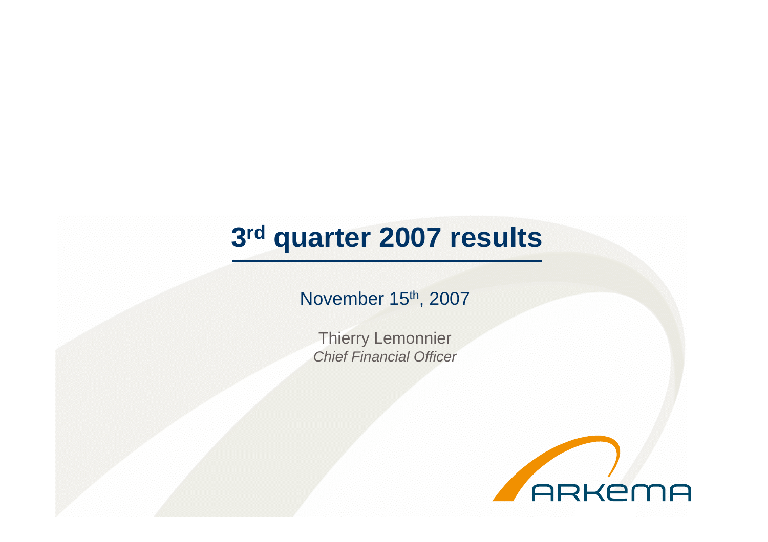# 3rd quarter 2007 results

November 15th, 2007

Thierry Lemonnier
*Chief Financial Officer*

ARKEMA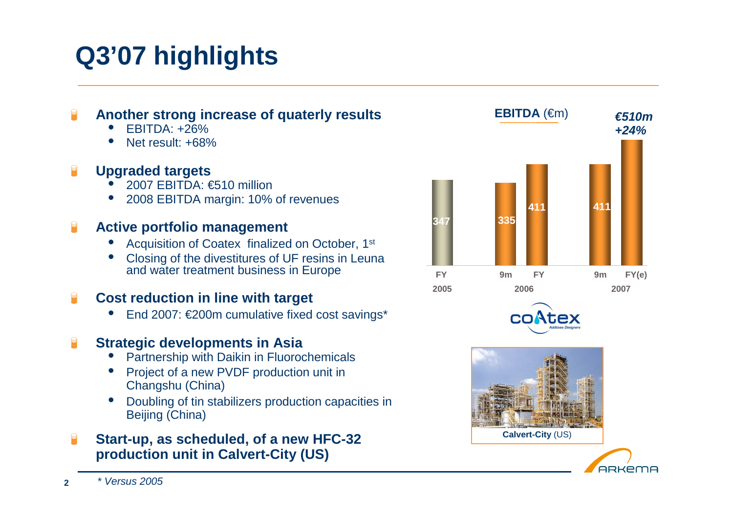# Q3'07 highlights

- **Another strong increase of quaterly results**
  - EBITDA: +26%
  - Net result: +68%
- **Upgraded targets**
  - 2007 EBITDA: €510 million
  - 2008 EBITDA margin: 10% of revenues
- **Active portfolio management**
  - Acquisition of Coatex finalized on October, 1st
  - Closing of the divestitures of UF resins in Leuna and water treatment business in Europe
- **Cost reduction in line with target**
  - End 2007: €200m cumulative fixed cost savings*
- **Strategic developments in Asia**
  - Partnership with Daikin in Fluorochemicals
  - Project of a new PVDF production unit in Changshu (China)
  - Doubling of tin stabilizers production capacities in Beijing (China)
- **Start-up, as scheduled, of a new HFC-32 production unit in Calvert-City (US)**

**EBITDA** (€m)

*€510m*
*+24%*

347
335
411
411

FY 2005
9m 2006
FY 2006
9m 2007
FY(e) 2007

coatex
Additives Designers

**Calvert-City** (US)

*\* Versus 2005*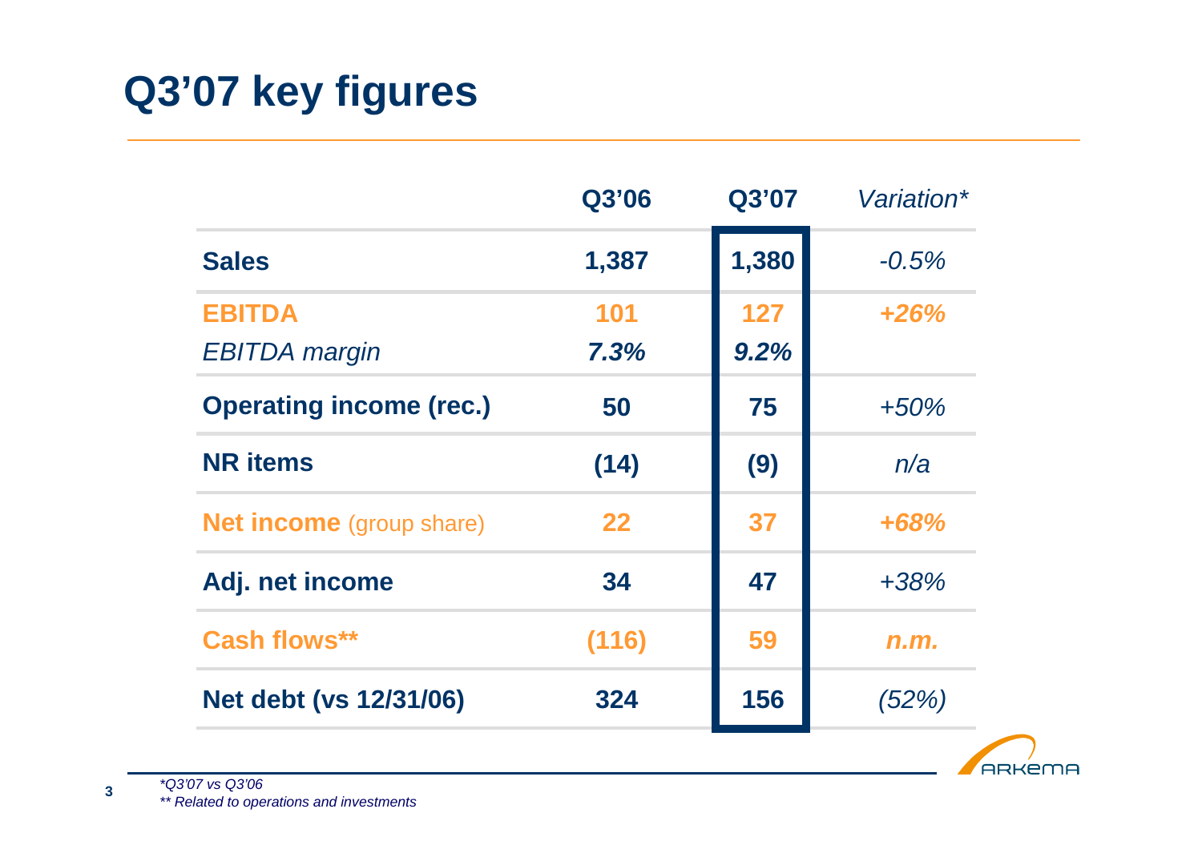# Q3'07 key figures

| | Q3'06 | Q3'07 | *Variation** |
|---|---|---|---|
| **Sales** | **1,387** | **1,380** | *-0.5%* |
| **EBITDA** | **101** | **127** | ***+26%*** |
| *EBITDA margin* | ***7.3%*** | ***9.2%*** | |
| **Operating income (rec.)** | **50** | **75** | *+50%* |
| **NR items** | **(14)** | **(9)** | *n/a* |
| **Net income** (group share) | **22** | **37** | ***+68%*** |
| **Adj. net income** | **34** | **47** | *+38%* |
| **Cash flows**** | **(116)** | **59** | ***n.m.*** |
| **Net debt (vs 12/31/06)** | **324** | **156** | *(52%)* |

*Q3'07 vs Q3'06

** Related to operations and investments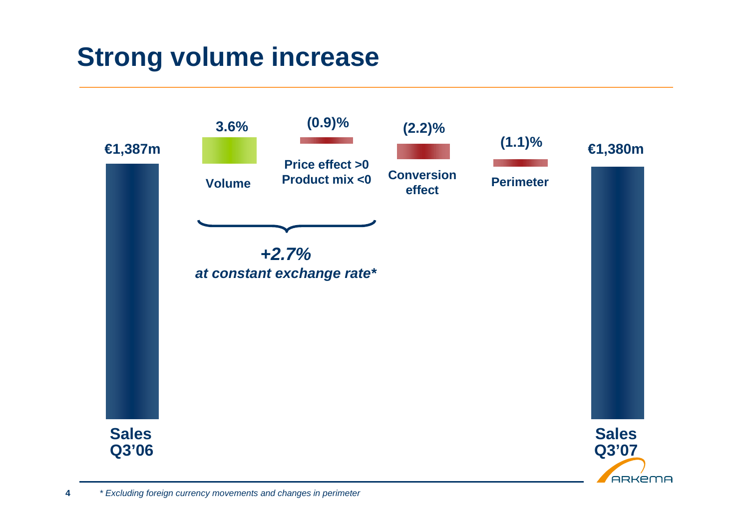# Strong volume increase

€1,387m

3.6% Volume

(0.9)% Price effect >0 Product mix <0

(2.2)% Conversion effect

(1.1)% Perimeter

€1,380m

***+2.7%***
***at constant exchange rate****

**Sales Q3'06**

**Sales Q3'07**

*\* Excluding foreign currency movements and changes in perimeter*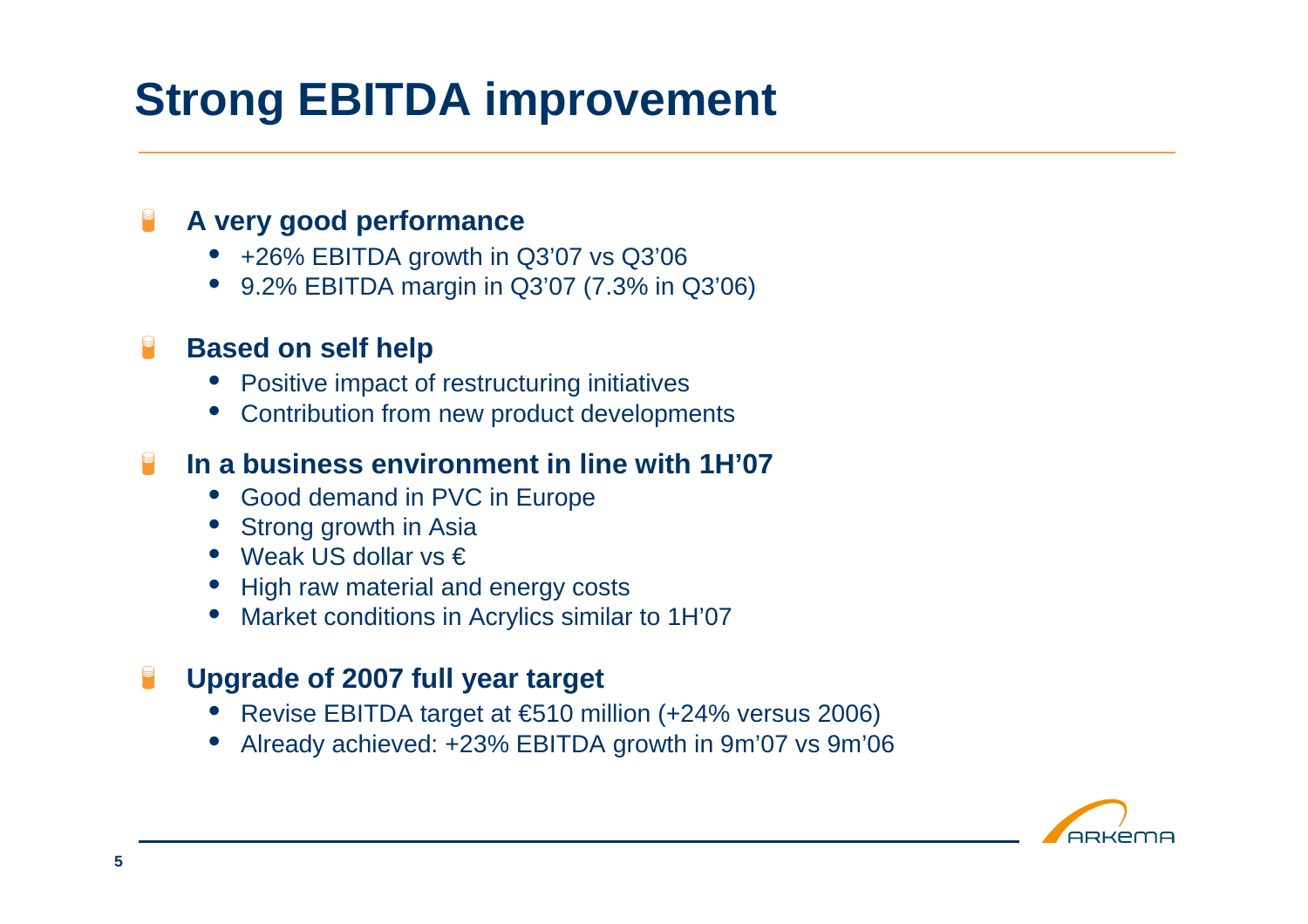# Strong EBITDA improvement

- **A very good performance**
  - +26% EBITDA growth in Q3'07 vs Q3'06
  - 9.2% EBITDA margin in Q3'07 (7.3% in Q3'06)

- **Based on self help**
  - Positive impact of restructuring initiatives
  - Contribution from new product developments

- **In a business environment in line with 1H'07**
  - Good demand in PVC in Europe
  - Strong growth in Asia
  - Weak US dollar vs €
  - High raw material and energy costs
  - Market conditions in Acrylics similar to 1H'07

- **Upgrade of 2007 full year target**
  - Revise EBITDA target at €510 million (+24% versus 2006)
  - Already achieved: +23% EBITDA growth in 9m'07 vs 9m'06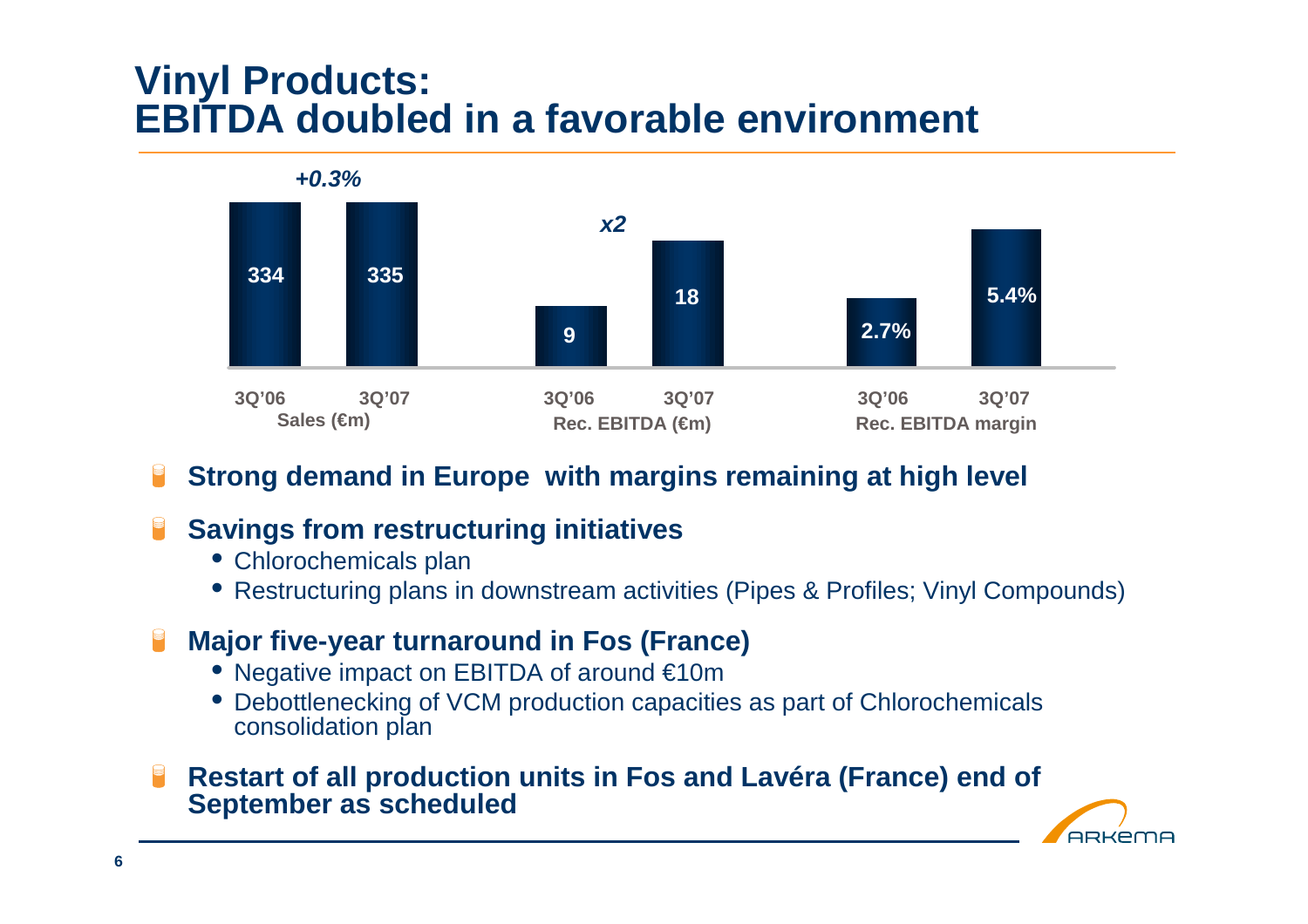# Vinyl Products: EBITDA doubled in a favorable environment

+0.3%

334

335

3Q'06 3Q'07

Sales (€m)

x2

9

18

3Q'06 3Q'07

Rec. EBITDA (€m)

2.7%

5.4%

3Q'06 3Q'07

Rec. EBITDA margin

- **Strong demand in Europe with margins remaining at high level**
- **Savings from restructuring initiatives**
  - Chlorochemicals plan
  - Restructuring plans in downstream activities (Pipes & Profiles; Vinyl Compounds)
- **Major five-year turnaround in Fos (France)**
  - Negative impact on EBITDA of around €10m
  - Debottlenecking of VCM production capacities as part of Chlorochemicals consolidation plan
- **Restart of all production units in Fos and Lavéra (France) end of September as scheduled**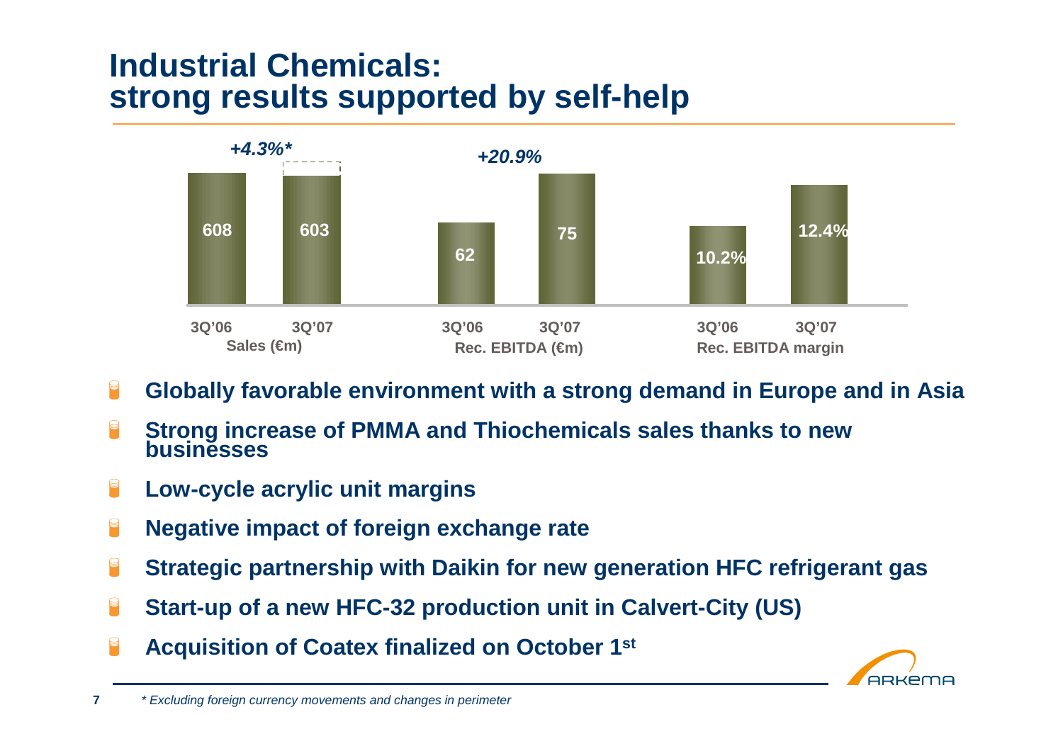# Industrial Chemicals: strong results supported by self-help

| | 3Q'06 | 3Q'07 | Change |
|---|---|---|---|
| Sales (€m) | 608 | 603 | +4.3%* |
| Rec. EBITDA (€m) | 62 | 75 | +20.9% |
| Rec. EBITDA margin | 10.2% | 12.4% | |

- Globally favorable environment with a strong demand in Europe and in Asia
- Strong increase of PMMA and Thiochemicals sales thanks to new businesses
- Low-cycle acrylic unit margins
- Negative impact of foreign exchange rate
- Strategic partnership with Daikin for new generation HFC refrigerant gas
- Start-up of a new HFC-32 production unit in Calvert-City (US)
- Acquisition of Coatex finalized on October 1st

*\* Excluding foreign currency movements and changes in perimeter*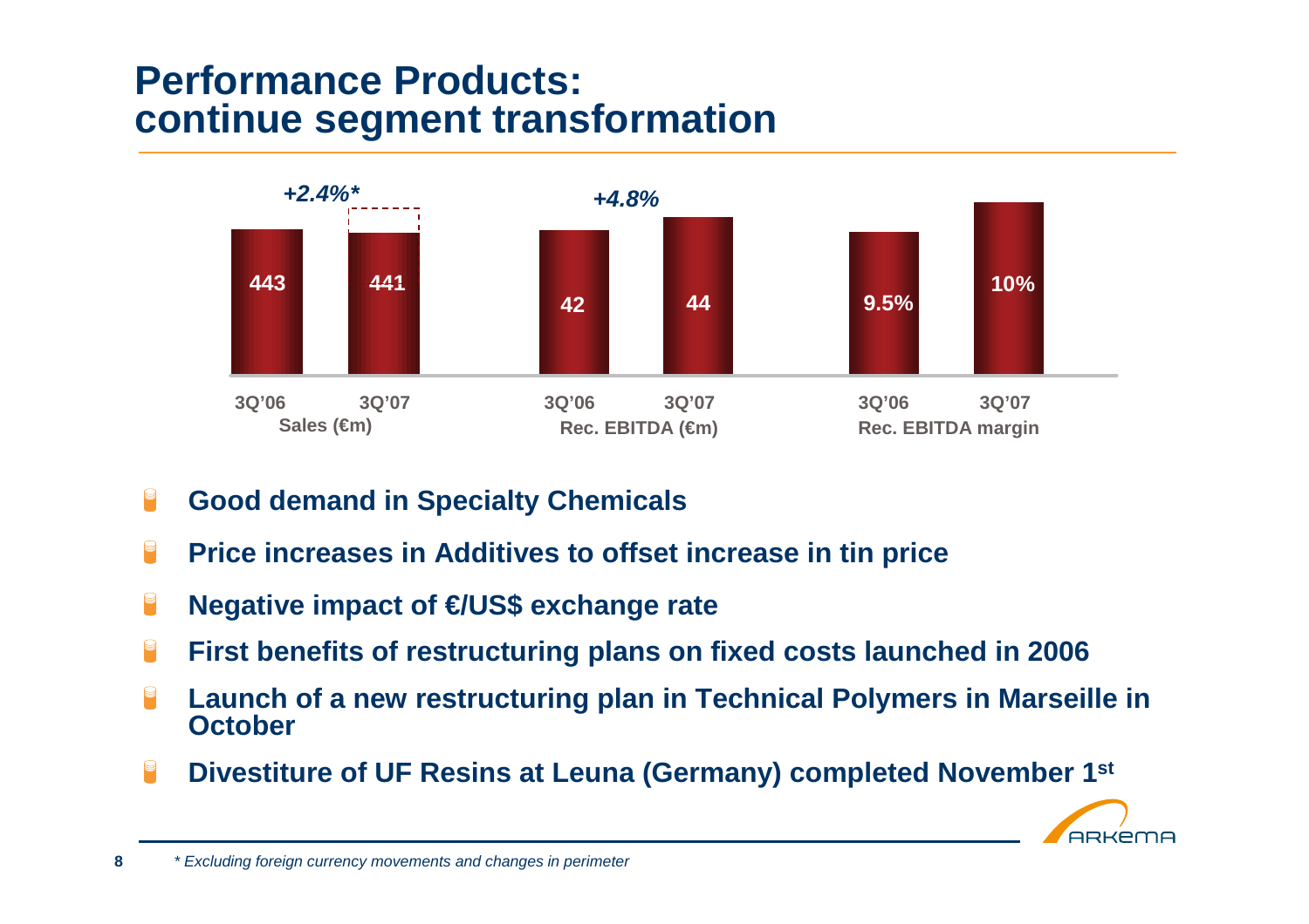# Performance Products: continue segment transformation

+2.4%*

443
441
3Q'06
3Q'07
Sales (€m)

+4.8%

42
44
3Q'06
3Q'07
Rec. EBITDA (€m)

9.5%
10%
3Q'06
3Q'07
Rec. EBITDA margin

- **Good demand in Specialty Chemicals**
- **Price increases in Additives to offset increase in tin price**
- **Negative impact of €/US$ exchange rate**
- **First benefits of restructuring plans on fixed costs launched in 2006**
- **Launch of a new restructuring plan in Technical Polymers in Marseille in October**
- **Divestiture of UF Resins at Leuna (Germany) completed November 1st**

*\* Excluding foreign currency movements and changes in perimeter*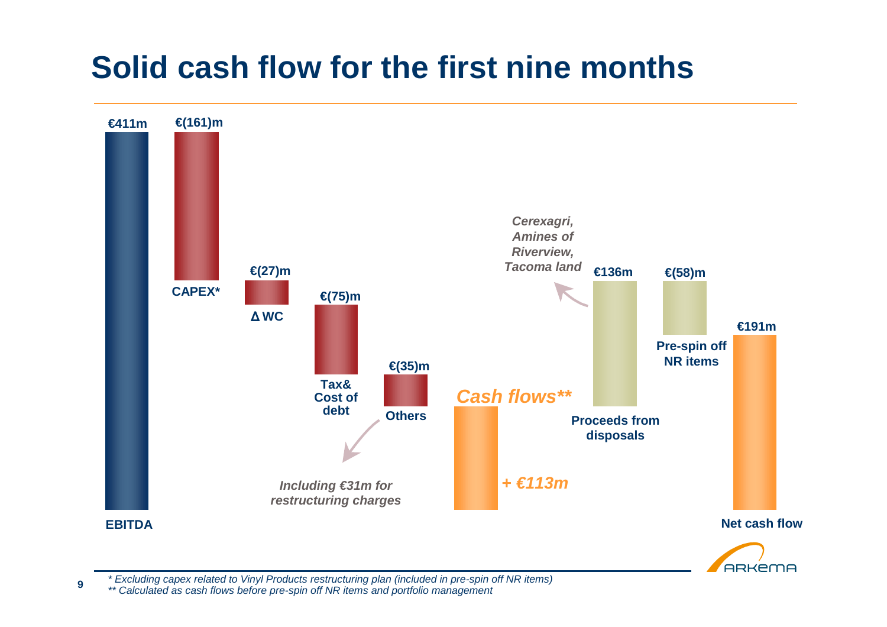# Solid cash flow for the first nine months

€411m

EBITDA

€(161)m

CAPEX*

€(27)m

Δ WC

€(75)m

Tax& Cost of debt

€(35)m

Others

*Including €31m for restructuring charges*

*Cash flows***

*+ €113m*

*Cerexagri, Amines of Riverview, Tacoma land*

€136m

Proceeds from disposals

€(58)m

Pre-spin off NR items

€191m

Net cash flow

*\* Excluding capex related to Vinyl Products restructuring plan (included in pre-spin off NR items)*

*\*\* Calculated as cash flows before pre-spin off NR items and portfolio management*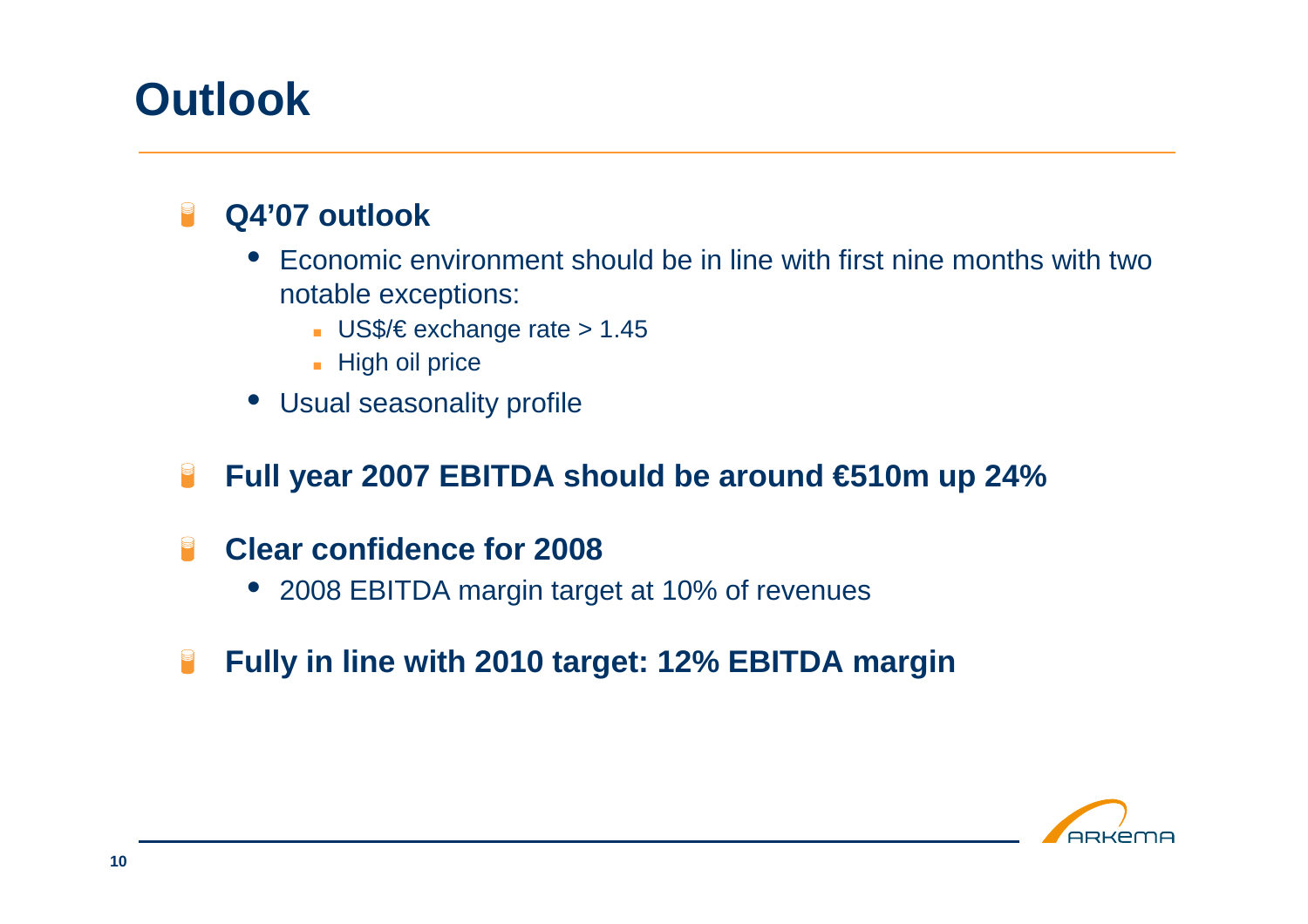# Outlook

- **Q4'07 outlook**
  - Economic environment should be in line with first nine months with two notable exceptions:
    - US$/€ exchange rate > 1.45
    - High oil price
  - Usual seasonality profile
- **Full year 2007 EBITDA should be around €510m up 24%**
- **Clear confidence for 2008**
  - 2008 EBITDA margin target at 10% of revenues
- **Fully in line with 2010 target: 12% EBITDA margin**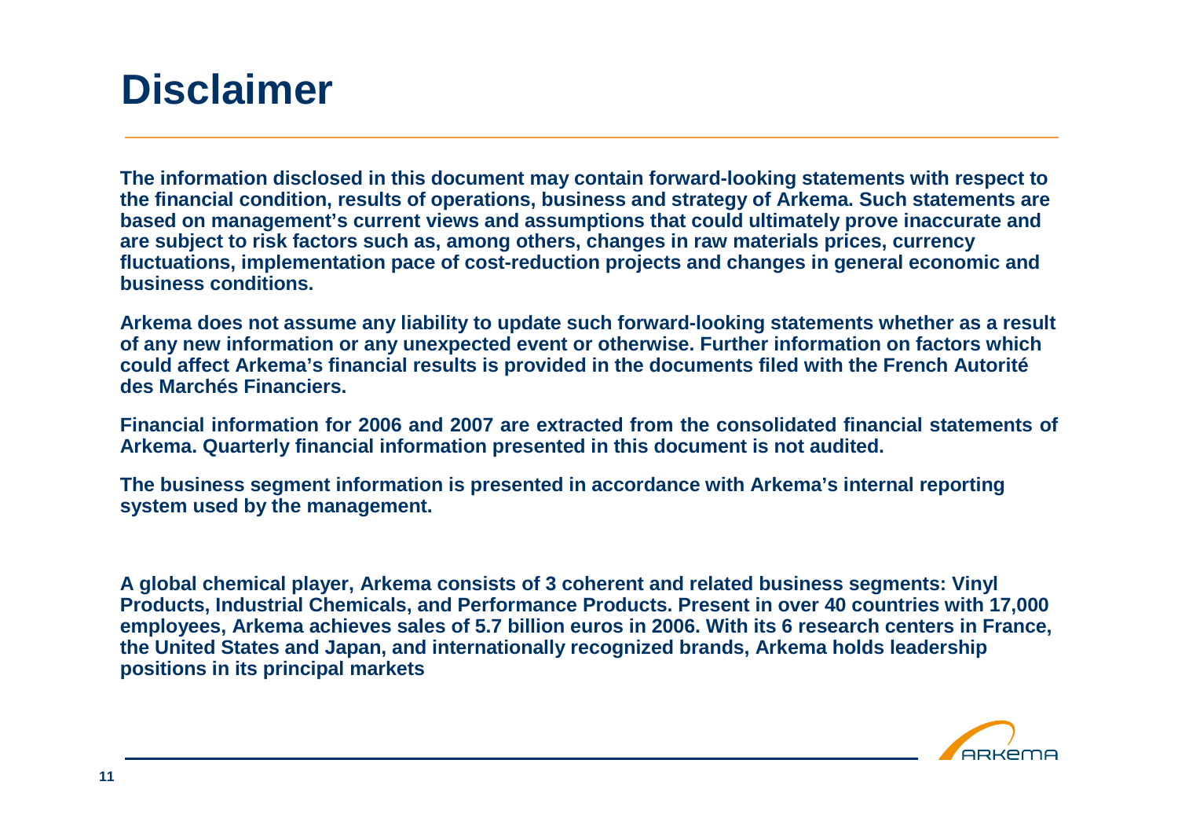# Disclaimer

The information disclosed in this document may contain forward-looking statements with respect to the financial condition, results of operations, business and strategy of Arkema. Such statements are based on management's current views and assumptions that could ultimately prove inaccurate and are subject to risk factors such as, among others, changes in raw materials prices, currency fluctuations, implementation pace of cost-reduction projects and changes in general economic and business conditions.

Arkema does not assume any liability to update such forward-looking statements whether as a result of any new information or any unexpected event or otherwise. Further information on factors which could affect Arkema's financial results is provided in the documents filed with the French Autorité des Marchés Financiers.

Financial information for 2006 and 2007 are extracted from the consolidated financial statements of Arkema. Quarterly financial information presented in this document is not audited.

The business segment information is presented in accordance with Arkema's internal reporting system used by the management.

A global chemical player, Arkema consists of 3 coherent and related business segments: Vinyl Products, Industrial Chemicals, and Performance Products. Present in over 40 countries with 17,000 employees, Arkema achieves sales of 5.7 billion euros in 2006. With its 6 research centers in France, the United States and Japan, and internationally recognized brands, Arkema holds leadership positions in its principal markets